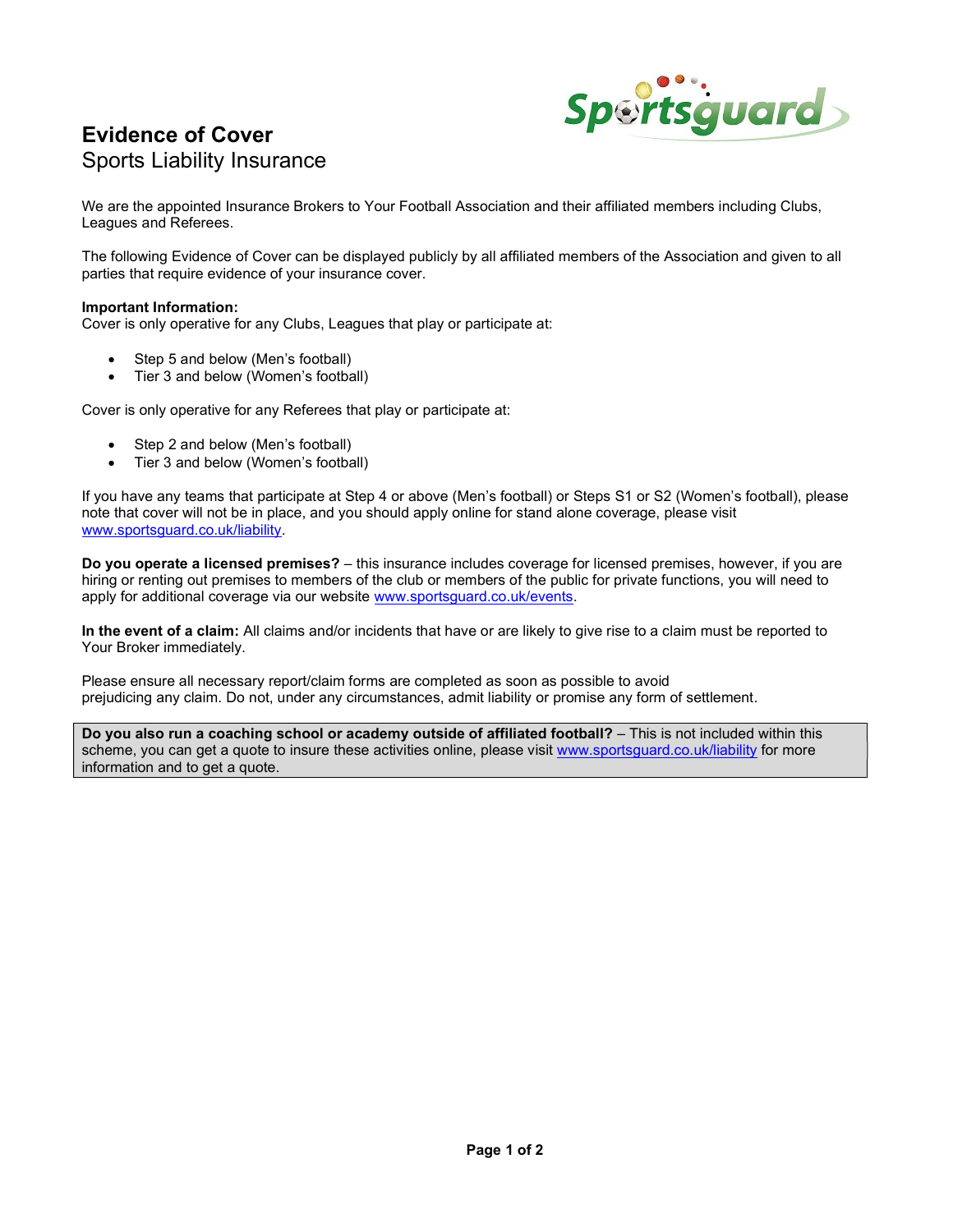# Evidence of Cover

## Sports Liability Insurance

We are the appointed Insurance Brokers to Your Football Association and their affiliated members including Clubs, Leagues and Referees.

The following Evidence of Cover can be displayed publicly by all affiliated members of the Association and given to all parties that require evidence of your insurance cover.

**Important Information:**
Cover is only operative for any Clubs, Leagues that play or participate at:

- Step 5 and below (Men's football)
- Tier 3 and below (Women's football)

Cover is only operative for any Referees that play or participate at:

- Step 2 and below (Men's football)
- Tier 3 and below (Women's football)

If you have any teams that participate at Step 4 or above (Men's football) or Steps S1 or S2 (Women's football), please note that cover will not be in place, and you should apply online for stand alone coverage, please visit www.sportsguard.co.uk/liability.

**Do you operate a licensed premises?** – this insurance includes coverage for licensed premises, however, if you are hiring or renting out premises to members of the club or members of the public for private functions, you will need to apply for additional coverage via our website www.sportsguard.co.uk/events.

**In the event of a claim:** All claims and/or incidents that have or are likely to give rise to a claim must be reported to Your Broker immediately.

Please ensure all necessary report/claim forms are completed as soon as possible to avoid prejudicing any claim. Do not, under any circumstances, admit liability or promise any form of settlement.

**Do you also run a coaching school or academy outside of affiliated football?** – This is not included within this scheme, you can get a quote to insure these activities online, please visit www.sportsguard.co.uk/liability for more information and to get a quote.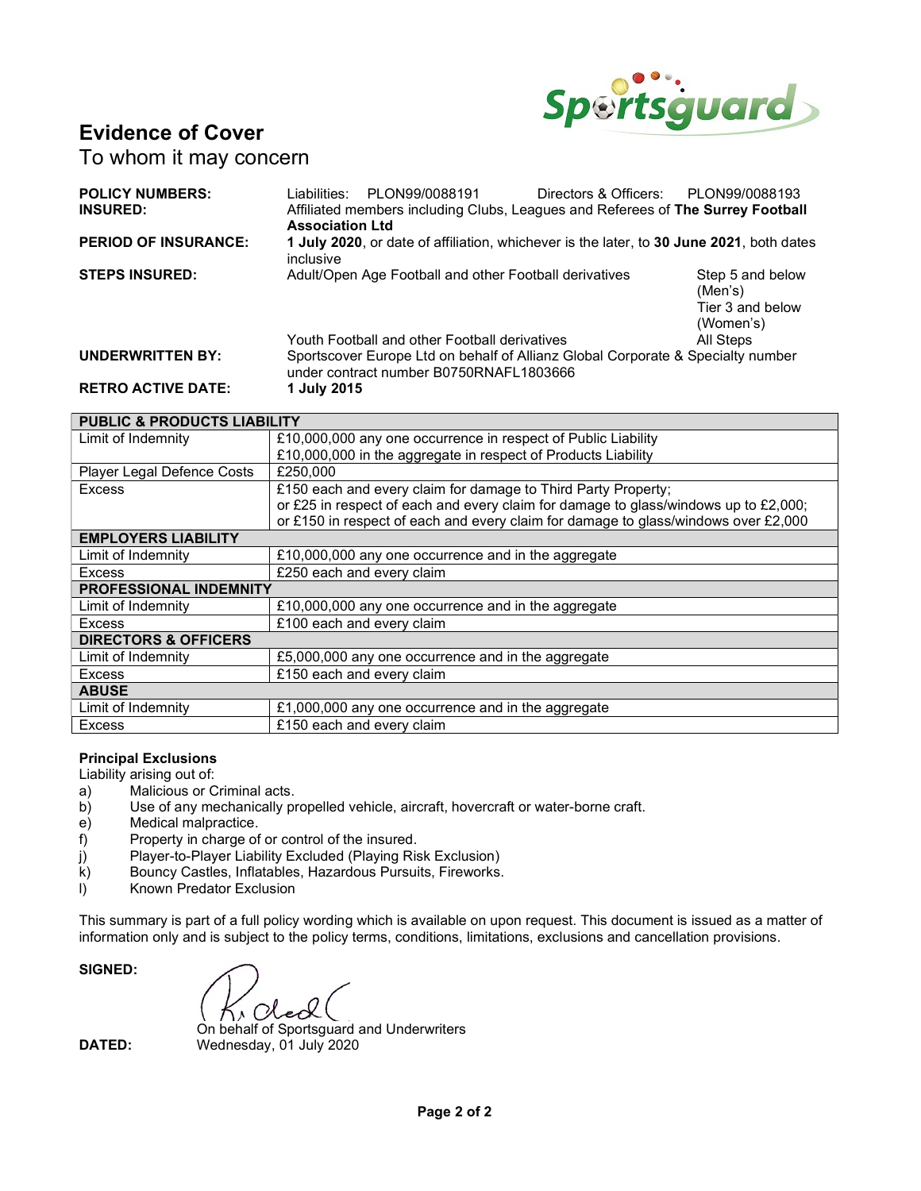Sportsguard

# Evidence of Cover

To whom it may concern

| | | | | |
|---|---|---|---|---|
| **POLICY NUMBERS:** | Liabilities: | PLON99/0088191 | Directors & Officers: | PLON99/0088193 |
| **INSURED:** | Affiliated members including Clubs, Leagues and Referees of **The Surrey Football Association Ltd** | | | |
| **PERIOD OF INSURANCE:** | **1 July 2020**, or date of affiliation, whichever is the later, to **30 June 2021**, both dates inclusive | | | |
| **STEPS INSURED:** | Adult/Open Age Football and other Football derivatives | | | Step 5 and below (Men's) Tier 3 and below (Women's) |
| | Youth Football and other Football derivatives | | | All Steps |
| **UNDERWRITTEN BY:** | Sportscover Europe Ltd on behalf of Allianz Global Corporate & Specialty number under contract number B0750RNAFL1803666 | | | |
| **RETRO ACTIVE DATE:** | **1 July 2015** | | | |

| | |
|---|---|
| **PUBLIC & PRODUCTS LIABILITY** | |
| Limit of Indemnity | £10,000,000 any one occurrence in respect of Public Liability<br>£10,000,000 in the aggregate in respect of Products Liability |
| Player Legal Defence Costs | £250,000 |
| Excess | £150 each and every claim for damage to Third Party Property;<br>or £25 in respect of each and every claim for damage to glass/windows up to £2,000;<br>or £150 in respect of each and every claim for damage to glass/windows over £2,000 |
| **EMPLOYERS LIABILITY** | |
| Limit of Indemnity | £10,000,000 any one occurrence and in the aggregate |
| Excess | £250 each and every claim |
| **PROFESSIONAL INDEMNITY** | |
| Limit of Indemnity | £10,000,000 any one occurrence and in the aggregate |
| Excess | £100 each and every claim |
| **DIRECTORS & OFFICERS** | |
| Limit of Indemnity | £5,000,000 any one occurrence and in the aggregate |
| Excess | £150 each and every claim |
| **ABUSE** | |
| Limit of Indemnity | £1,000,000 any one occurrence and in the aggregate |
| Excess | £150 each and every claim |

**Principal Exclusions**

Liability arising out of:

a) Malicious or Criminal acts.
b) Use of any mechanically propelled vehicle, aircraft, hovercraft or water-borne craft.
e) Medical malpractice.
f) Property in charge of or control of the insured.
j) Player-to-Player Liability Excluded (Playing Risk Exclusion)
k) Bouncy Castles, Inflatables, Hazardous Pursuits, Fireworks.
l) Known Predator Exclusion

This summary is part of a full policy wording which is available on upon request. This document is issued as a matter of information only and is subject to the policy terms, conditions, limitations, exclusions and cancellation provisions.

**SIGNED:**

On behalf of Sportsguard and Underwriters

**DATED:** Wednesday, 01 July 2020